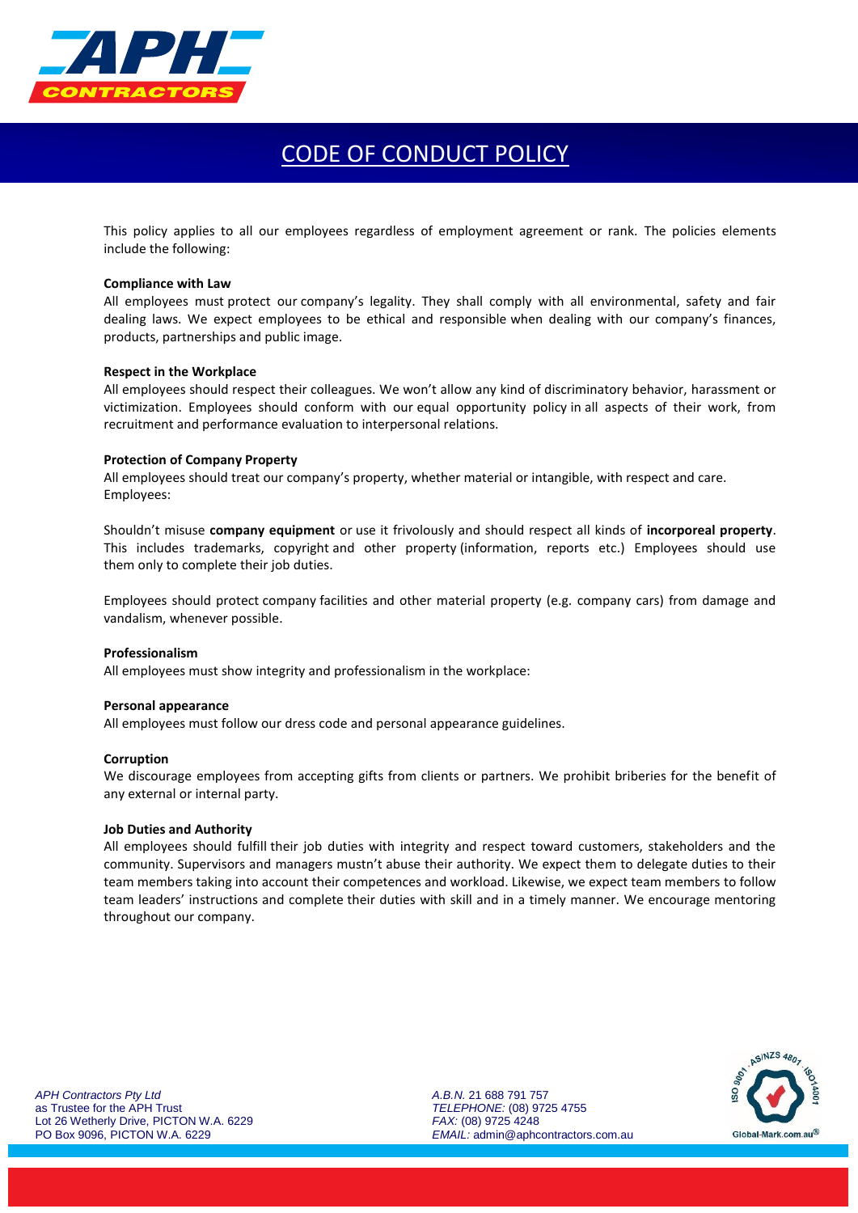# CODE OF CONDUCT POLICY

This policy applies to all our employees regardless of employment agreement or rank. The policies elements include the following:

**Compliance with Law**

All employees must protect our company's legality. They shall comply with all environmental, safety and fair dealing laws. We expect employees to be ethical and responsible when dealing with our company's finances, products, partnerships and public image.

**Respect in the Workplace**

All employees should respect their colleagues. We won't allow any kind of discriminatory behavior, harassment or victimization. Employees should conform with our equal opportunity policy in all aspects of their work, from recruitment and performance evaluation to interpersonal relations.

**Protection of Company Property**

All employees should treat our company's property, whether material or intangible, with respect and care.
Employees:

Shouldn't misuse **company equipment** or use it frivolously and should respect all kinds of **incorporeal property**. This includes trademarks, copyright and other property (information, reports etc.) Employees should use them only to complete their job duties.

Employees should protect company facilities and other material property (e.g. company cars) from damage and vandalism, whenever possible.

**Professionalism**

All employees must show integrity and professionalism in the workplace:

**Personal appearance**

All employees must follow our dress code and personal appearance guidelines.

**Corruption**

We discourage employees from accepting gifts from clients or partners. We prohibit briberies for the benefit of any external or internal party.

**Job Duties and Authority**

All employees should fulfill their job duties with integrity and respect toward customers, stakeholders and the community. Supervisors and managers mustn't abuse their authority. We expect them to delegate duties to their team members taking into account their competences and workload. Likewise, we expect team members to follow team leaders' instructions and complete their duties with skill and in a timely manner. We encourage mentoring throughout our company.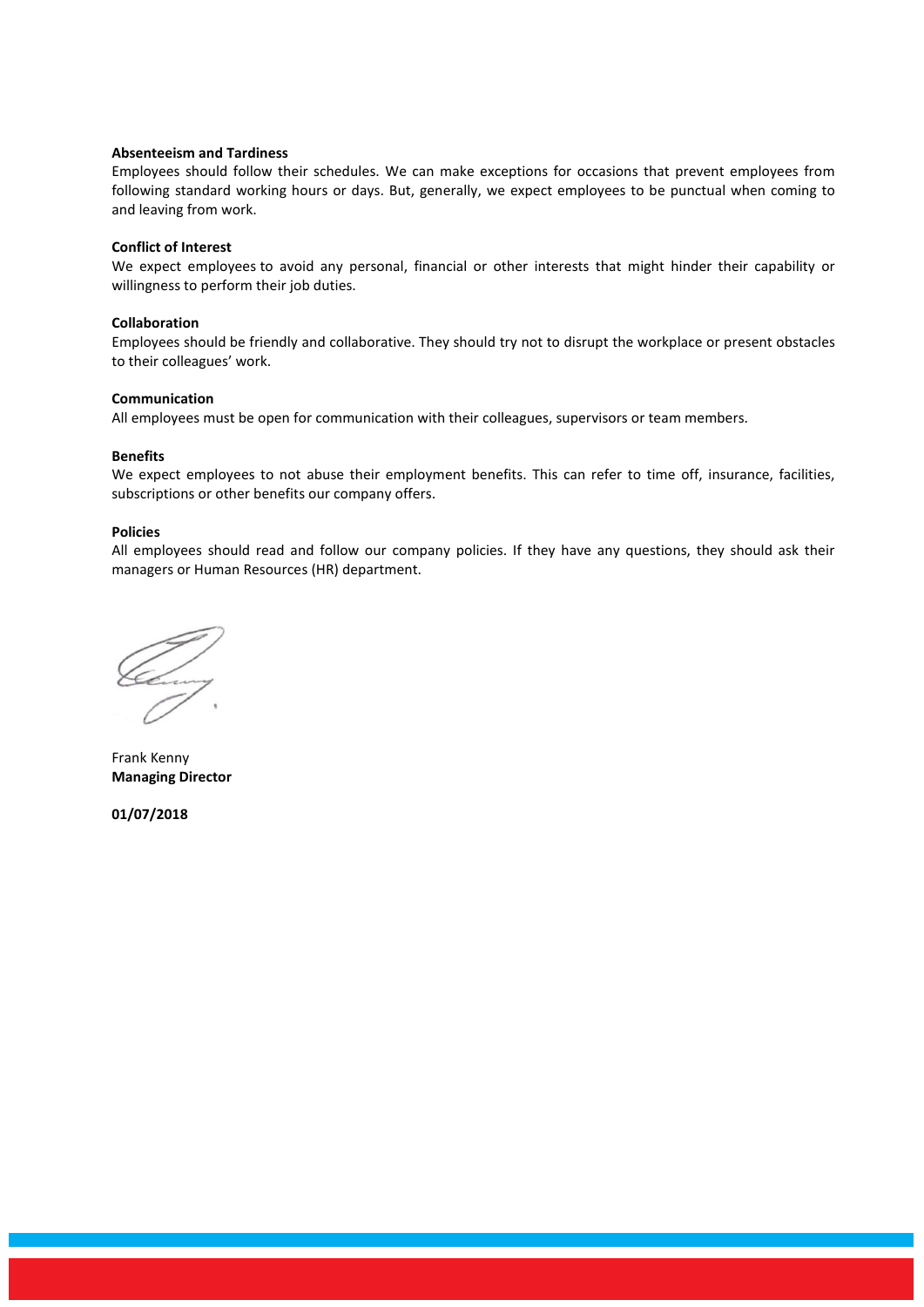**Absenteeism and Tardiness**

Employees should follow their schedules. We can make exceptions for occasions that prevent employees from following standard working hours or days. But, generally, we expect employees to be punctual when coming to and leaving from work.

**Conflict of Interest**

We expect employees to avoid any personal, financial or other interests that might hinder their capability or willingness to perform their job duties.

**Collaboration**

Employees should be friendly and collaborative. They should try not to disrupt the workplace or present obstacles to their colleagues' work.

**Communication**

All employees must be open for communication with their colleagues, supervisors or team members.

**Benefits**

We expect employees to not abuse their employment benefits. This can refer to time off, insurance, facilities, subscriptions or other benefits our company offers.

**Policies**

All employees should read and follow our company policies. If they have any questions, they should ask their managers or Human Resources (HR) department.

Frank Kenny
**Managing Director**

**01/07/2018**